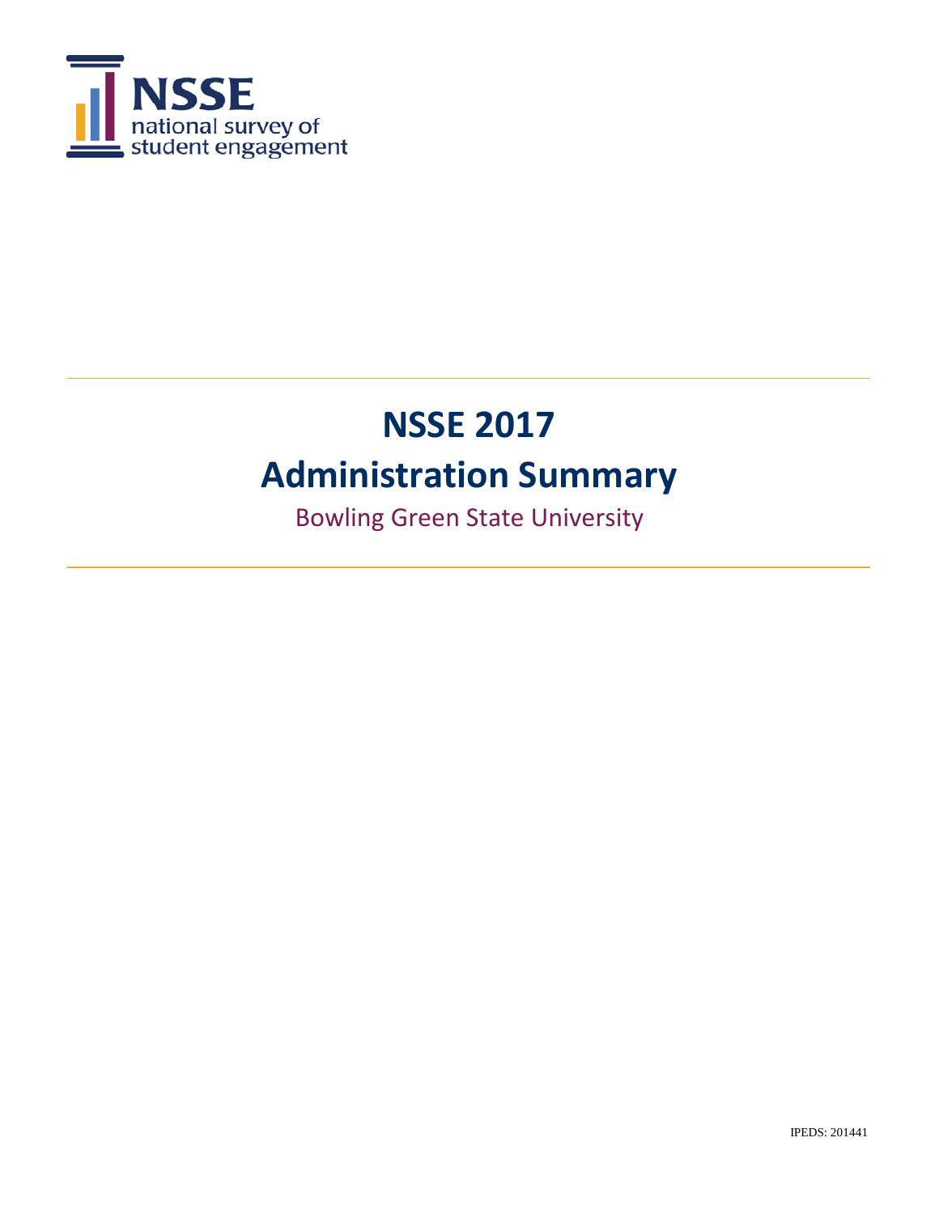NSSE
national survey of
student engagement

# NSSE 2017
# Administration Summary

Bowling Green State University

IPEDS: 201441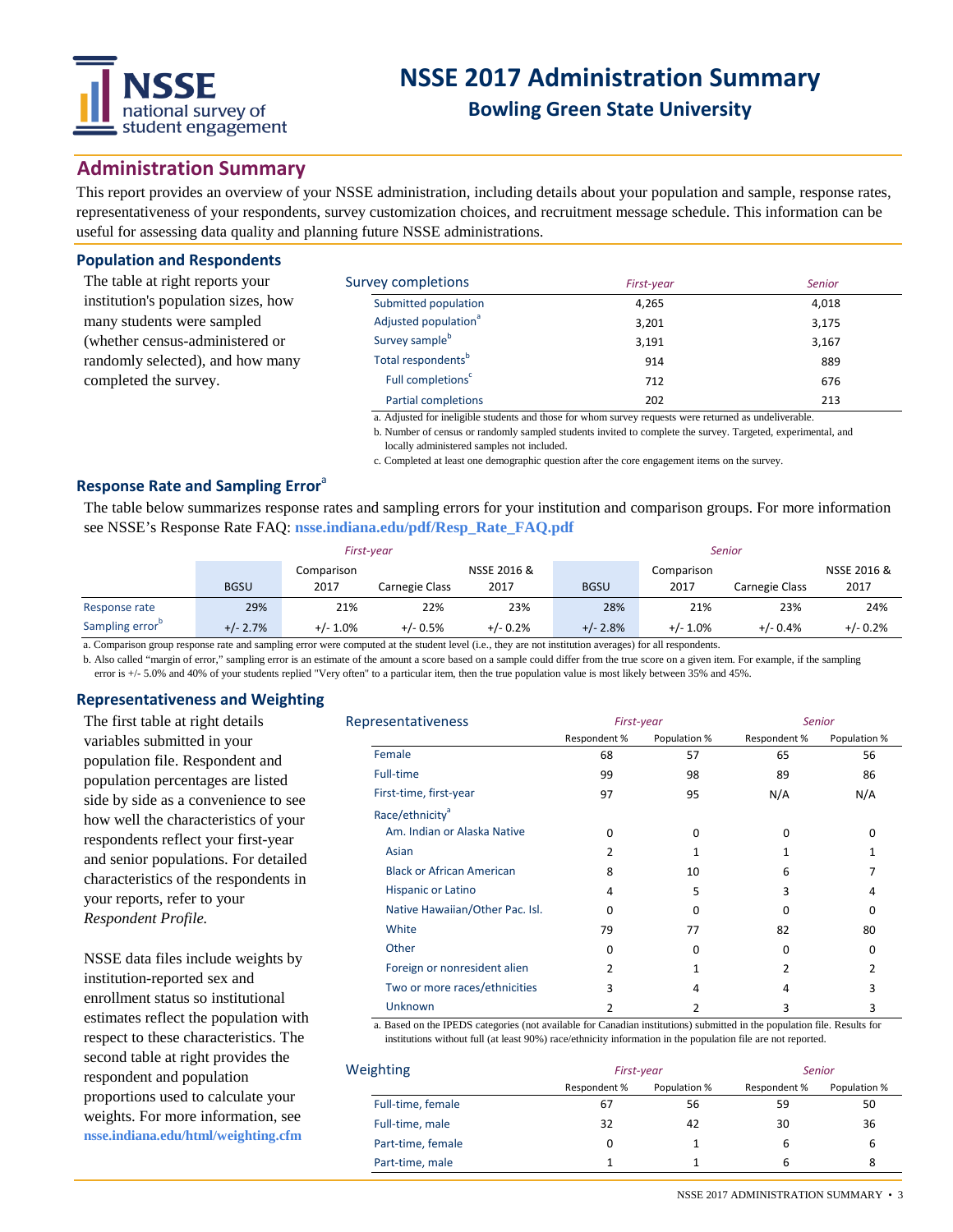# NSSE 2017 Administration Summary

## Bowling Green State University

## Administration Summary

This report provides an overview of your NSSE administration, including details about your population and sample, response rates, representativeness of your respondents, survey customization choices, and recruitment message schedule. This information can be useful for assessing data quality and planning future NSSE administrations.

### Population and Respondents

The table at right reports your institution's population sizes, how many students were sampled (whether census-administered or randomly selected), and how many completed the survey.

| Survey completions | *First-year* | *Senior* |
|---|---|---|
| Submitted population | 4,265 | 4,018 |
| Adjusted population[a] | 3,201 | 3,175 |
| Survey sample[b] | 3,191 | 3,167 |
| Total respondents[b] | 914 | 889 |
| Full completions[c] | 712 | 676 |
| Partial completions | 202 | 213 |

a. Adjusted for ineligible students and those for whom survey requests were returned as undeliverable.

b. Number of census or randomly sampled students invited to complete the survey. Targeted, experimental, and locally administered samples not included.

c. Completed at least one demographic question after the core engagement items on the survey.

### Response Rate and Sampling Error[a]

The table below summarizes response rates and sampling errors for your institution and comparison groups. For more information see NSSE's Response Rate FAQ: **nsse.indiana.edu/pdf/Resp_Rate_FAQ.pdf**

| | *First-year* | | | | *Senior* | | | |
|---|---|---|---|---|---|---|---|---|
| | BGSU | Comparison 2017 | Carnegie Class | NSSE 2016 & 2017 | BGSU | Comparison 2017 | Carnegie Class | NSSE 2016 & 2017 |
| Response rate | 29% | 21% | 22% | 23% | 28% | 21% | 23% | 24% |
| Sampling error[b] | +/- 2.7% | +/- 1.0% | +/- 0.5% | +/- 0.2% | +/- 2.8% | +/- 1.0% | +/- 0.4% | +/- 0.2% |

a. Comparison group response rate and sampling error were computed at the student level (i.e., they are not institution averages) for all respondents.

b. Also called "margin of error," sampling error is an estimate of the amount a score based on a sample could differ from the true score on a given item. For example, if the sampling error is +/- 5.0% and 40% of your students replied "Very often" to a particular item, then the true population value is most likely between 35% and 45%.

### Representativeness and Weighting

The first table at right details variables submitted in your population file. Respondent and population percentages are listed side by side as a convenience to see how well the characteristics of your respondents reflect your first-year and senior populations. For detailed characteristics of the respondents in your reports, refer to your *Respondent Profile.*

NSSE data files include weights by institution-reported sex and enrollment status so institutional estimates reflect the population with respect to these characteristics. The second table at right provides the respondent and population proportions used to calculate your weights. For more information, see **nsse.indiana.edu/html/weighting.cfm**

| Representativeness | *First-year* | | *Senior* | |
|---|---|---|---|---|
| | Respondent % | Population % | Respondent % | Population % |
| Female | 68 | 57 | 65 | 56 |
| Full-time | 99 | 98 | 89 | 86 |
| First-time, first-year | 97 | 95 | N/A | N/A |
| Race/ethnicity[a] | | | | |
| Am. Indian or Alaska Native | 0 | 0 | 0 | 0 |
| Asian | 2 | 1 | 1 | 1 |
| Black or African American | 8 | 10 | 6 | 7 |
| Hispanic or Latino | 4 | 5 | 3 | 4 |
| Native Hawaiian/Other Pac. Isl. | 0 | 0 | 0 | 0 |
| White | 79 | 77 | 82 | 80 |
| Other | 0 | 0 | 0 | 0 |
| Foreign or nonresident alien | 2 | 1 | 2 | 2 |
| Two or more races/ethnicities | 3 | 4 | 4 | 3 |
| Unknown | 2 | 2 | 3 | 3 |

a. Based on the IPEDS categories (not available for Canadian institutions) submitted in the population file. Results for institutions without full (at least 90%) race/ethnicity information in the population file are not reported.

| Weighting | *First-year* | | *Senior* | |
|---|---|---|---|---|
| | Respondent % | Population % | Respondent % | Population % |
| Full-time, female | 67 | 56 | 59 | 50 |
| Full-time, male | 32 | 42 | 30 | 36 |
| Part-time, female | 0 | 1 | 6 | 6 |
| Part-time, male | 1 | 1 | 6 | 8 |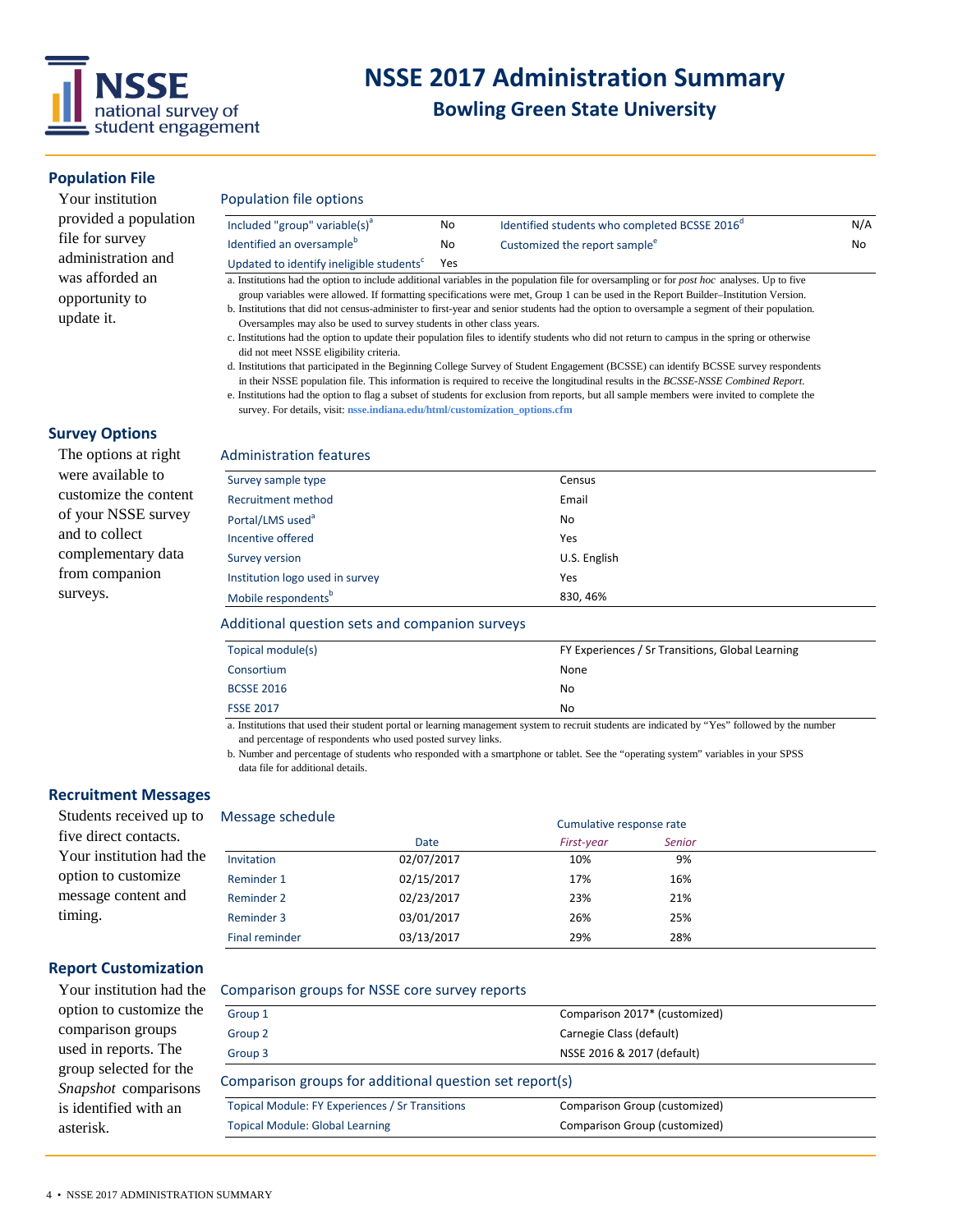# NSSE 2017 Administration Summary

## Bowling Green State University

### Population File

Your institution provided a population file for survey administration and was afforded an opportunity to update it.

Population file options

| | | | |
|---|---|---|---|
| Included "group" variable(s)[a] | No | Identified students who completed BCSSE 2016[d] | N/A |
| Identified an oversample[b] | No | Customized the report sample[e] | No |
| Updated to identify ineligible students[c] | Yes | | |

a. Institutions had the option to include additional variables in the population file for oversampling or for *post hoc* analyses. Up to five group variables were allowed. If formatting specifications were met, Group 1 can be used in the Report Builder–Institution Version.
b. Institutions that did not census-administer to first-year and senior students had the option to oversample a segment of their population. Oversamples may also be used to survey students in other class years.
c. Institutions had the option to update their population files to identify students who did not return to campus in the spring or otherwise did not meet NSSE eligibility criteria.
d. Institutions that participated in the Beginning College Survey of Student Engagement (BCSSE) can identify BCSSE survey respondents in their NSSE population file. This information is required to receive the longitudinal results in the *BCSSE-NSSE Combined Report*.
e. Institutions had the option to flag a subset of students for exclusion from reports, but all sample members were invited to complete the survey. For details, visit: **nsse.indiana.edu/html/customization_options.cfm**

### Survey Options

The options at right were available to customize the content of your NSSE survey and to collect complementary data from companion surveys.

Administration features

| | |
|---|---|
| Survey sample type | Census |
| Recruitment method | Email |
| Portal/LMS used[a] | No |
| Incentive offered | Yes |
| Survey version | U.S. English |
| Institution logo used in survey | Yes |
| Mobile respondents[b] | 830, 46% |

Additional question sets and companion surveys

| | |
|---|---|
| Topical module(s) | FY Experiences / Sr Transitions, Global Learning |
| Consortium | None |
| BCSSE 2016 | No |
| FSSE 2017 | No |

a. Institutions that used their student portal or learning management system to recruit students are indicated by "Yes" followed by the number and percentage of respondents who used posted survey links.
b. Number and percentage of students who responded with a smartphone or tablet. See the "operating system" variables in your SPSS data file for additional details.

### Recruitment Messages

Students received up to five direct contacts. Your institution had the option to customize message content and timing.

Message schedule

| | | Cumulative response rate | |
|---|---|---|---|
| | Date | *First-year* | *Senior* |
| Invitation | 02/07/2017 | 10% | 9% |
| Reminder 1 | 02/15/2017 | 17% | 16% |
| Reminder 2 | 02/23/2017 | 23% | 21% |
| Reminder 3 | 03/01/2017 | 26% | 25% |
| Final reminder | 03/13/2017 | 29% | 28% |

### Report Customization

Your institution had the option to customize the comparison groups used in reports. The group selected for the *Snapshot* comparisons is identified with an asterisk.

Comparison groups for NSSE core survey reports

| | |
|---|---|
| Group 1 | Comparison 2017* (customized) |
| Group 2 | Carnegie Class (default) |
| Group 3 | NSSE 2016 & 2017 (default) |

Comparison groups for additional question set report(s)

| | |
|---|---|
| Topical Module: FY Experiences / Sr Transitions | Comparison Group (customized) |
| Topical Module: Global Learning | Comparison Group (customized) |